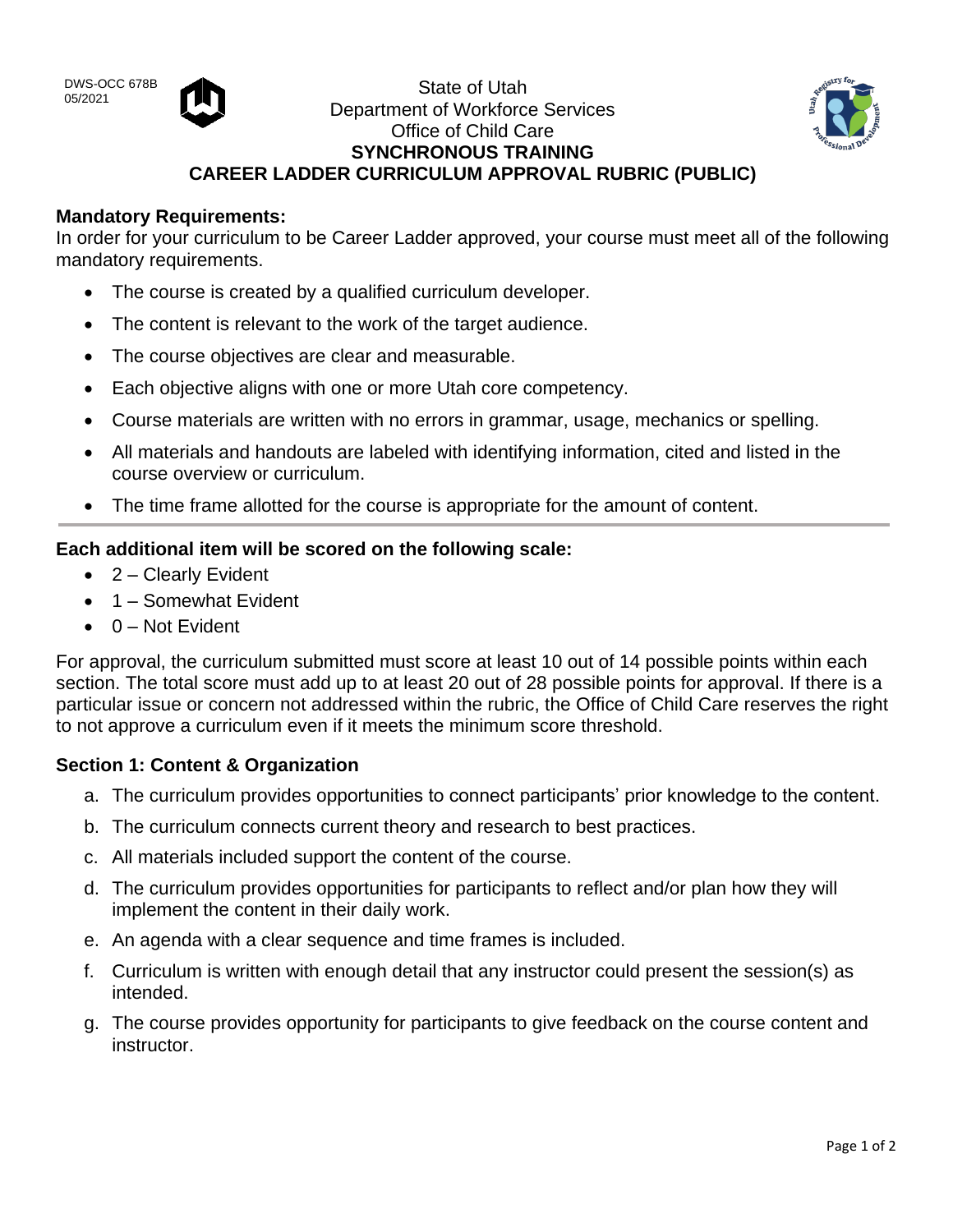DWS-OCC 678B
05/2021

State of Utah
Department of Workforce Services
Office of Child Care

**SYNCHRONOUS TRAINING**

**CAREER LADDER CURRICULUM APPROVAL RUBRIC (PUBLIC)**

**Mandatory Requirements:**

In order for your curriculum to be Career Ladder approved, your course must meet all of the following mandatory requirements.

- The course is created by a qualified curriculum developer.
- The content is relevant to the work of the target audience.
- The course objectives are clear and measurable.
- Each objective aligns with one or more Utah core competency.
- Course materials are written with no errors in grammar, usage, mechanics or spelling.
- All materials and handouts are labeled with identifying information, cited and listed in the course overview or curriculum.
- The time frame allotted for the course is appropriate for the amount of content.

---

**Each additional item will be scored on the following scale:**

- 2 – Clearly Evident
- 1 – Somewhat Evident
- 0 – Not Evident

For approval, the curriculum submitted must score at least 10 out of 14 possible points within each section. The total score must add up to at least 20 out of 28 possible points for approval. If there is a particular issue or concern not addressed within the rubric, the Office of Child Care reserves the right to not approve a curriculum even if it meets the minimum score threshold.

**Section 1: Content & Organization**

a. The curriculum provides opportunities to connect participants' prior knowledge to the content.
b. The curriculum connects current theory and research to best practices.
c. All materials included support the content of the course.
d. The curriculum provides opportunities for participants to reflect and/or plan how they will implement the content in their daily work.
e. An agenda with a clear sequence and time frames is included.
f. Curriculum is written with enough detail that any instructor could present the session(s) as intended.
g. The course provides opportunity for participants to give feedback on the course content and instructor.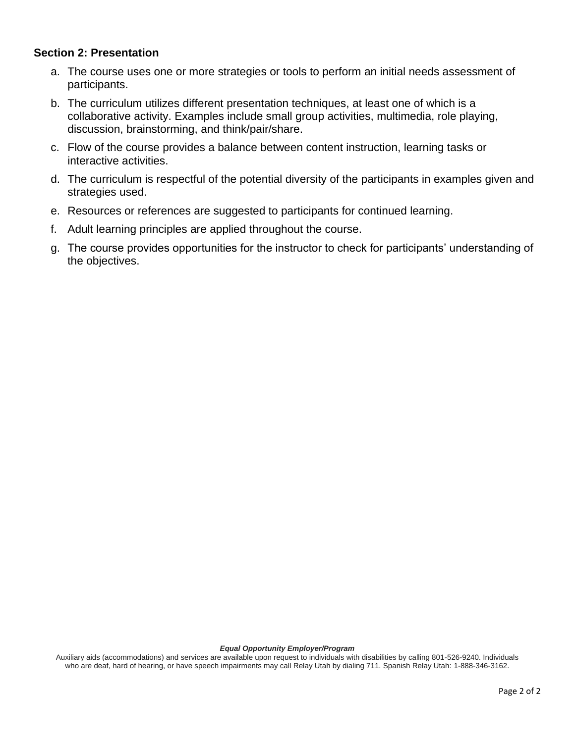**Section 2: Presentation**

a. The course uses one or more strategies or tools to perform an initial needs assessment of participants.

b. The curriculum utilizes different presentation techniques, at least one of which is a collaborative activity. Examples include small group activities, multimedia, role playing, discussion, brainstorming, and think/pair/share.

c. Flow of the course provides a balance between content instruction, learning tasks or interactive activities.

d. The curriculum is respectful of the potential diversity of the participants in examples given and strategies used.

e. Resources or references are suggested to participants for continued learning.

f. Adult learning principles are applied throughout the course.

g. The course provides opportunities for the instructor to check for participants' understanding of the objectives.

***Equal Opportunity Employer/Program***

Auxiliary aids (accommodations) and services are available upon request to individuals with disabilities by calling 801-526-9240. Individuals who are deaf, hard of hearing, or have speech impairments may call Relay Utah by dialing 711. Spanish Relay Utah: 1-888-346-3162.